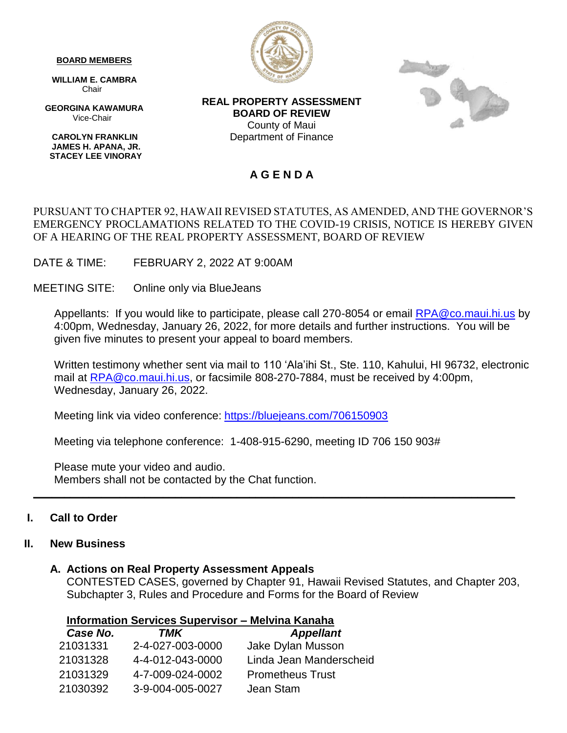**BOARD MEMBERS**

**WILLIAM E. CAMBRA**
Chair

**GEORGINA KAWAMURA**
Vice-Chair

**CAROLYN FRANKLIN**
**JAMES H. APANA, JR.**
**STACEY LEE VINORAY**

**REAL PROPERTY ASSESSMENT**
**BOARD OF REVIEW**
County of Maui
Department of Finance

# A G E N D A

PURSUANT TO CHAPTER 92, HAWAII REVISED STATUTES, AS AMENDED, AND THE GOVERNOR'S EMERGENCY PROCLAMATIONS RELATED TO THE COVID-19 CRISIS, NOTICE IS HEREBY GIVEN OF A HEARING OF THE REAL PROPERTY ASSESSMENT, BOARD OF REVIEW

DATE & TIME: FEBRUARY 2, 2022 AT 9:00AM

MEETING SITE: Online only via BlueJeans

Appellants: If you would like to participate, please call 270-8054 or email RPA@co.maui.hi.us by 4:00pm, Wednesday, January 26, 2022, for more details and further instructions. You will be given five minutes to present your appeal to board members.

Written testimony whether sent via mail to 110 'Ala'ihi St., Ste. 110, Kahului, HI 96732, electronic mail at RPA@co.maui.hi.us, or facsimile 808-270-7884, must be received by 4:00pm, Wednesday, January 26, 2022.

Meeting link via video conference: https://bluejeans.com/706150903

Meeting via telephone conference: 1-408-915-6290, meeting ID 706 150 903#

Please mute your video and audio.
Members shall not be contacted by the Chat function.

---

## I. Call to Order

## II. New Business

### A. Actions on Real Property Assessment Appeals

CONTESTED CASES, governed by Chapter 91, Hawaii Revised Statutes, and Chapter 203, Subchapter 3, Rules and Procedure and Forms for the Board of Review

**Information Services Supervisor – Melvina Kanaha**

| *Case No.* | *TMK* | *Appellant* |
|---|---|---|
| 21031331 | 2-4-027-003-0000 | Jake Dylan Musson |
| 21031328 | 4-4-012-043-0000 | Linda Jean Manderscheid |
| 21031329 | 4-7-009-024-0002 | Prometheus Trust |
| 21030392 | 3-9-004-005-0027 | Jean Stam |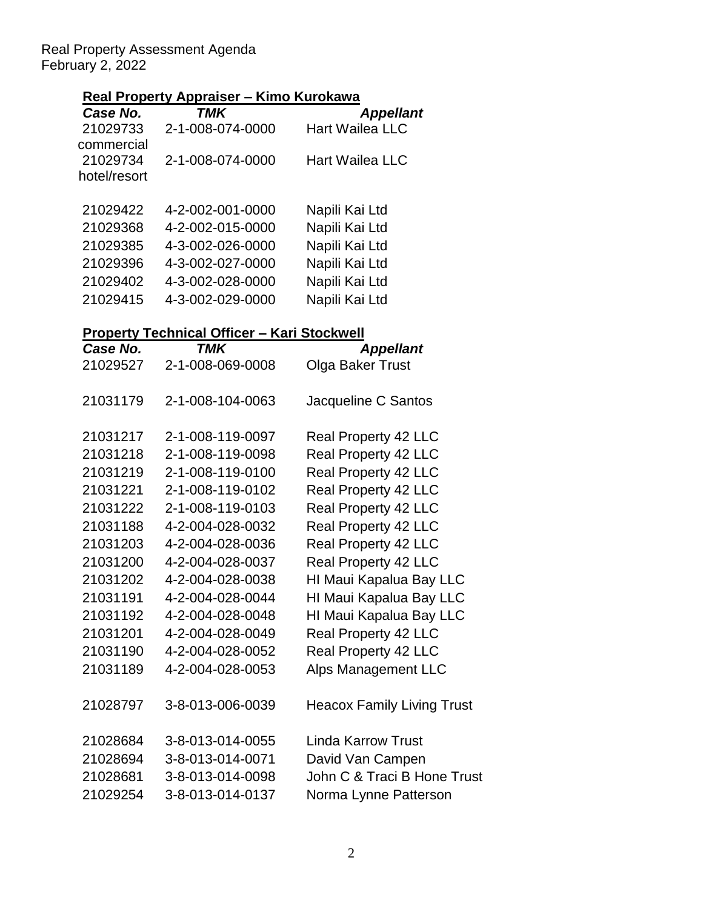## Real Property Appraiser – Kimo Kurokawa

| *Case No.* | *TMK* | *Appellant* |
|---|---|---|
| 21029733 commercial | 2-1-008-074-0000 | Hart Wailea LLC |
| 21029734 hotel/resort | 2-1-008-074-0000 | Hart Wailea LLC |
| | | |
| 21029422 | 4-2-002-001-0000 | Napili Kai Ltd |
| 21029368 | 4-2-002-015-0000 | Napili Kai Ltd |
| 21029385 | 4-3-002-026-0000 | Napili Kai Ltd |
| 21029396 | 4-3-002-027-0000 | Napili Kai Ltd |
| 21029402 | 4-3-002-028-0000 | Napili Kai Ltd |
| 21029415 | 4-3-002-029-0000 | Napili Kai Ltd |

## Property Technical Officer – Kari Stockwell

| *Case No.* | *TMK* | *Appellant* |
|---|---|---|
| 21029527 | 2-1-008-069-0008 | Olga Baker Trust |
| | | |
| 21031179 | 2-1-008-104-0063 | Jacqueline C Santos |
| | | |
| 21031217 | 2-1-008-119-0097 | Real Property 42 LLC |
| 21031218 | 2-1-008-119-0098 | Real Property 42 LLC |
| 21031219 | 2-1-008-119-0100 | Real Property 42 LLC |
| 21031221 | 2-1-008-119-0102 | Real Property 42 LLC |
| 21031222 | 2-1-008-119-0103 | Real Property 42 LLC |
| 21031188 | 4-2-004-028-0032 | Real Property 42 LLC |
| 21031203 | 4-2-004-028-0036 | Real Property 42 LLC |
| 21031200 | 4-2-004-028-0037 | Real Property 42 LLC |
| 21031202 | 4-2-004-028-0038 | HI Maui Kapalua Bay LLC |
| 21031191 | 4-2-004-028-0044 | HI Maui Kapalua Bay LLC |
| 21031192 | 4-2-004-028-0048 | HI Maui Kapalua Bay LLC |
| 21031201 | 4-2-004-028-0049 | Real Property 42 LLC |
| 21031190 | 4-2-004-028-0052 | Real Property 42 LLC |
| 21031189 | 4-2-004-028-0053 | Alps Management LLC |
| | | |
| 21028797 | 3-8-013-006-0039 | Heacox Family Living Trust |
| | | |
| 21028684 | 3-8-013-014-0055 | Linda Karrow Trust |
| 21028694 | 3-8-013-014-0071 | David Van Campen |
| 21028681 | 3-8-013-014-0098 | John C & Traci B Hone Trust |
| 21029254 | 3-8-013-014-0137 | Norma Lynne Patterson |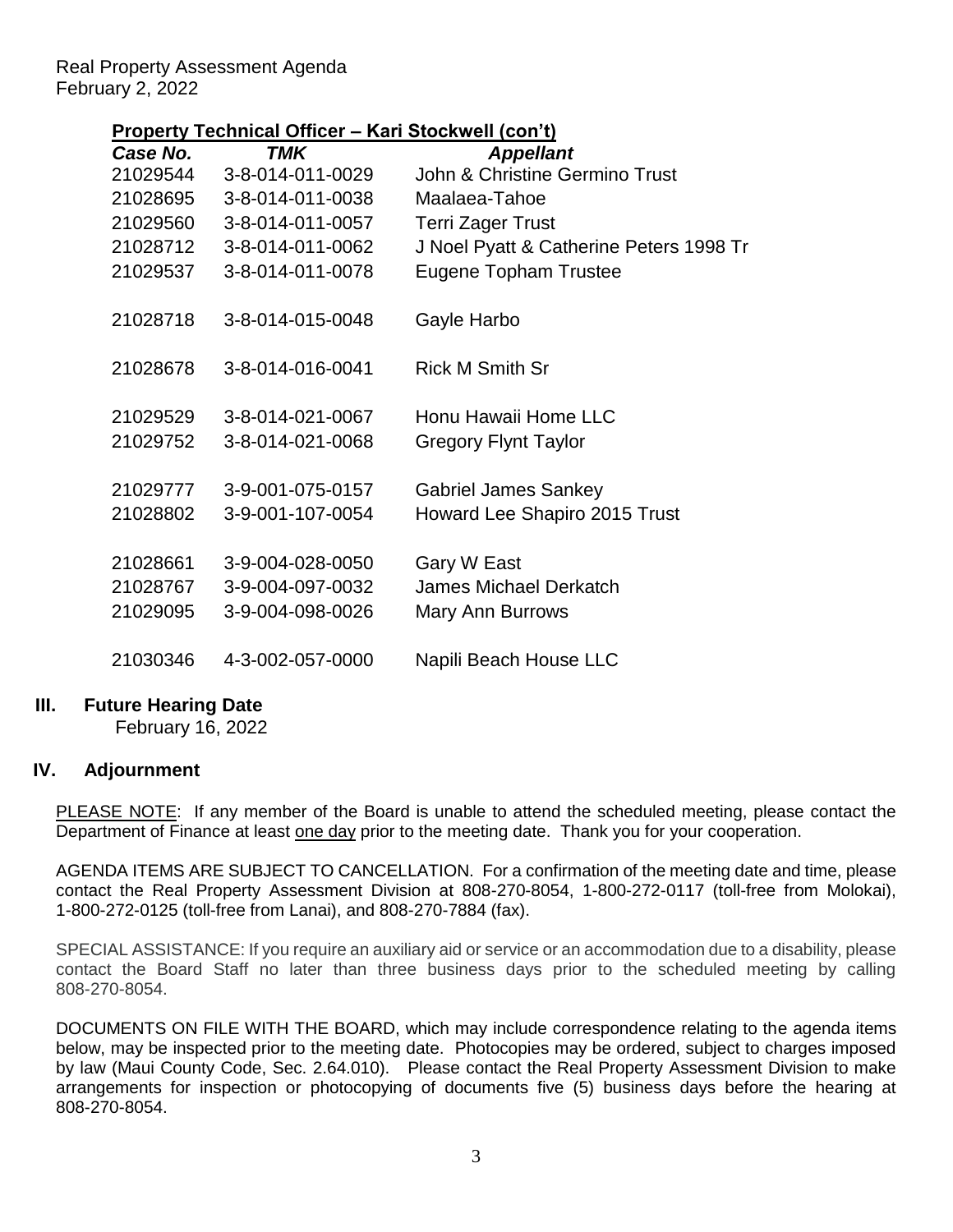Real Property Assessment Agenda
February 2, 2022

**Property Technical Officer – Kari Stockwell (con't)**

| *Case No.* | *TMK* | *Appellant* |
|---|---|---|
| 21029544 | 3-8-014-011-0029 | John & Christine Germino Trust |
| 21028695 | 3-8-014-011-0038 | Maalaea-Tahoe |
| 21029560 | 3-8-014-011-0057 | Terri Zager Trust |
| 21028712 | 3-8-014-011-0062 | J Noel Pyatt & Catherine Peters 1998 Tr |
| 21029537 | 3-8-014-011-0078 | Eugene Topham Trustee |
| 21028718 | 3-8-014-015-0048 | Gayle Harbo |
| 21028678 | 3-8-014-016-0041 | Rick M Smith Sr |
| 21029529 | 3-8-014-021-0067 | Honu Hawaii Home LLC |
| 21029752 | 3-8-014-021-0068 | Gregory Flynt Taylor |
| 21029777 | 3-9-001-075-0157 | Gabriel James Sankey |
| 21028802 | 3-9-001-107-0054 | Howard Lee Shapiro 2015 Trust |
| 21028661 | 3-9-004-028-0050 | Gary W East |
| 21028767 | 3-9-004-097-0032 | James Michael Derkatch |
| 21029095 | 3-9-004-098-0026 | Mary Ann Burrows |
| 21030346 | 4-3-002-057-0000 | Napili Beach House LLC |

## III. Future Hearing Date

February 16, 2022

## IV. Adjournment

PLEASE NOTE: If any member of the Board is unable to attend the scheduled meeting, please contact the Department of Finance at least one day prior to the meeting date. Thank you for your cooperation.

AGENDA ITEMS ARE SUBJECT TO CANCELLATION. For a confirmation of the meeting date and time, please contact the Real Property Assessment Division at 808-270-8054, 1-800-272-0117 (toll-free from Molokai), 1-800-272-0125 (toll-free from Lanai), and 808-270-7884 (fax).

SPECIAL ASSISTANCE: If you require an auxiliary aid or service or an accommodation due to a disability, please contact the Board Staff no later than three business days prior to the scheduled meeting by calling 808-270-8054.

DOCUMENTS ON FILE WITH THE BOARD, which may include correspondence relating to the agenda items below, may be inspected prior to the meeting date. Photocopies may be ordered, subject to charges imposed by law (Maui County Code, Sec. 2.64.010). Please contact the Real Property Assessment Division to make arrangements for inspection or photocopying of documents five (5) business days before the hearing at 808-270-8054.